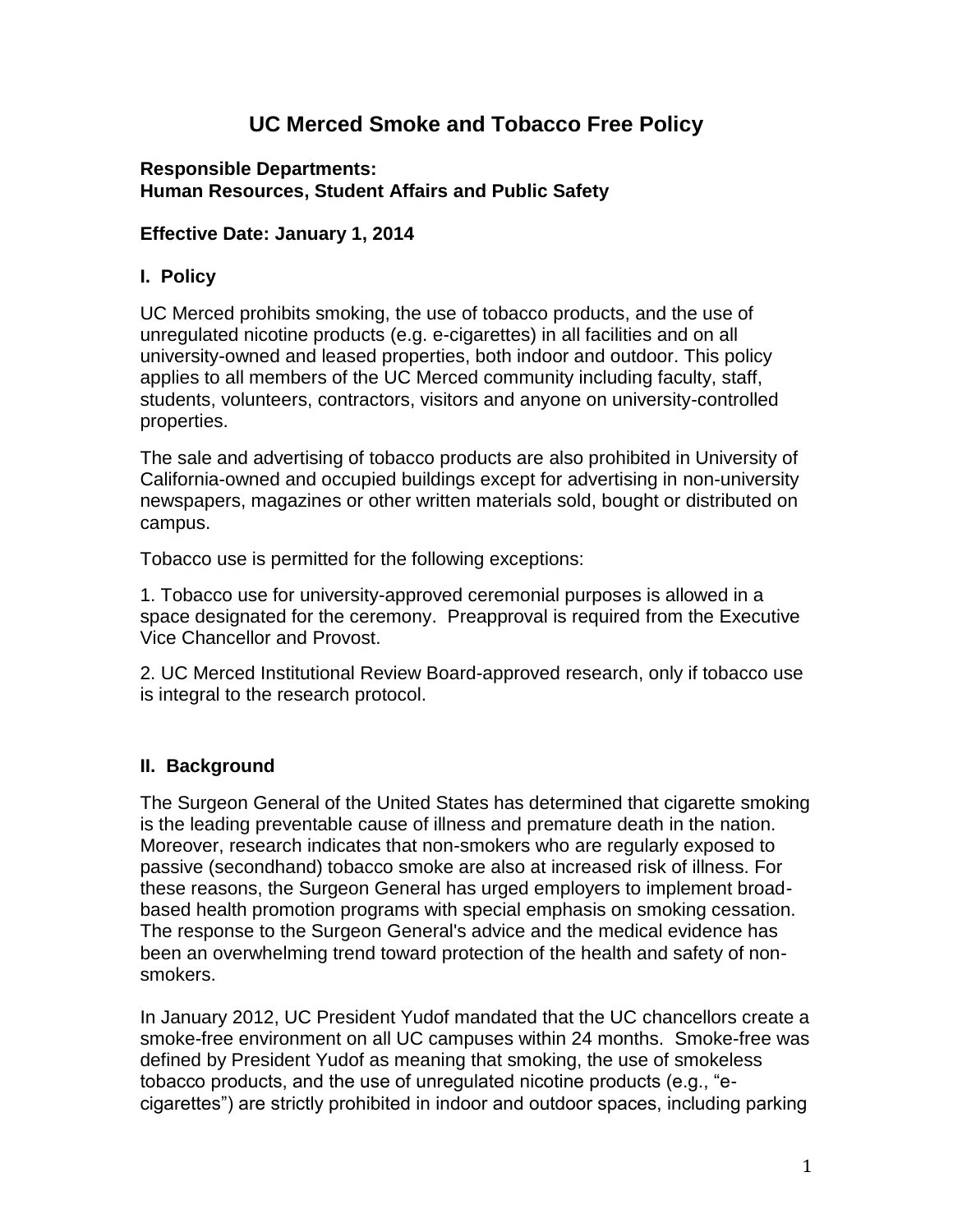# UC Merced Smoke and Tobacco Free Policy

**Responsible Departments:**
**Human Resources, Student Affairs and Public Safety**

**Effective Date: January 1, 2014**

## I. Policy

UC Merced prohibits smoking, the use of tobacco products, and the use of unregulated nicotine products (e.g. e-cigarettes) in all facilities and on all university-owned and leased properties, both indoor and outdoor. This policy applies to all members of the UC Merced community including faculty, staff, students, volunteers, contractors, visitors and anyone on university-controlled properties.

The sale and advertising of tobacco products are also prohibited in University of California-owned and occupied buildings except for advertising in non-university newspapers, magazines or other written materials sold, bought or distributed on campus.

Tobacco use is permitted for the following exceptions:

1. Tobacco use for university-approved ceremonial purposes is allowed in a space designated for the ceremony. Preapproval is required from the Executive Vice Chancellor and Provost.

2. UC Merced Institutional Review Board-approved research, only if tobacco use is integral to the research protocol.

## II. Background

The Surgeon General of the United States has determined that cigarette smoking is the leading preventable cause of illness and premature death in the nation. Moreover, research indicates that non-smokers who are regularly exposed to passive (secondhand) tobacco smoke are also at increased risk of illness. For these reasons, the Surgeon General has urged employers to implement broad-based health promotion programs with special emphasis on smoking cessation. The response to the Surgeon General's advice and the medical evidence has been an overwhelming trend toward protection of the health and safety of non-smokers.

In January 2012, UC President Yudof mandated that the UC chancellors create a smoke-free environment on all UC campuses within 24 months. Smoke-free was defined by President Yudof as meaning that smoking, the use of smokeless tobacco products, and the use of unregulated nicotine products (e.g., "e-cigarettes") are strictly prohibited in indoor and outdoor spaces, including parking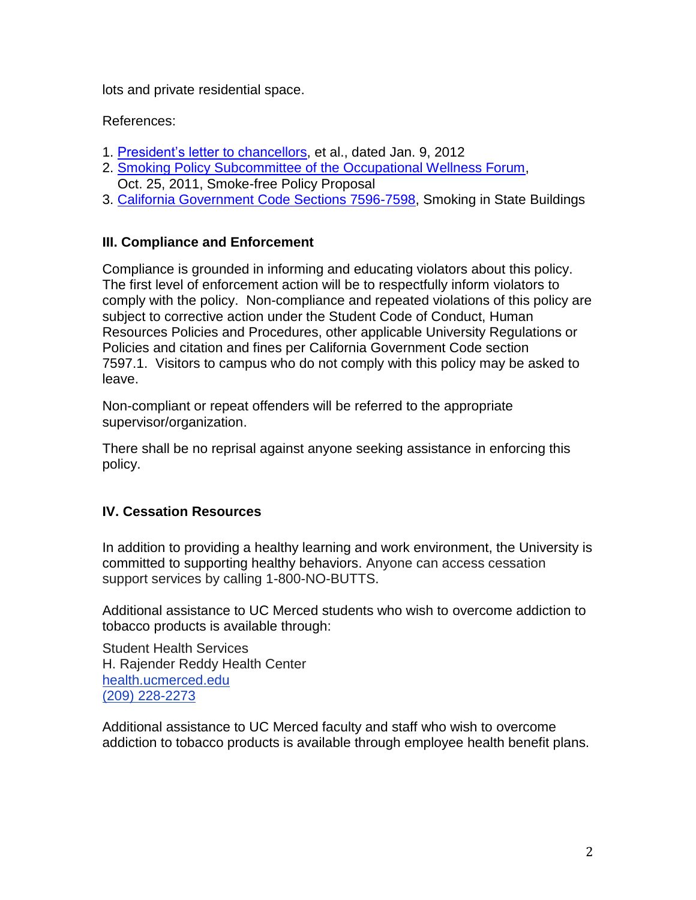lots and private residential space.

References:

1. President's letter to chancellors, et al., dated Jan. 9, 2012
2. Smoking Policy Subcommittee of the Occupational Wellness Forum, Oct. 25, 2011, Smoke-free Policy Proposal
3. California Government Code Sections 7596-7598, Smoking in State Buildings

### III. Compliance and Enforcement

Compliance is grounded in informing and educating violators about this policy. The first level of enforcement action will be to respectfully inform violators to comply with the policy. Non-compliance and repeated violations of this policy are subject to corrective action under the Student Code of Conduct, Human Resources Policies and Procedures, other applicable University Regulations or Policies and citation and fines per California Government Code section 7597.1. Visitors to campus who do not comply with this policy may be asked to leave.

Non-compliant or repeat offenders will be referred to the appropriate supervisor/organization.

There shall be no reprisal against anyone seeking assistance in enforcing this policy.

### IV. Cessation Resources

In addition to providing a healthy learning and work environment, the University is committed to supporting healthy behaviors. Anyone can access cessation support services by calling 1-800-NO-BUTTS.

Additional assistance to UC Merced students who wish to overcome addiction to tobacco products is available through:

Student Health Services
H. Rajender Reddy Health Center
health.ucmerced.edu
(209) 228-2273

Additional assistance to UC Merced faculty and staff who wish to overcome addiction to tobacco products is available through employee health benefit plans.